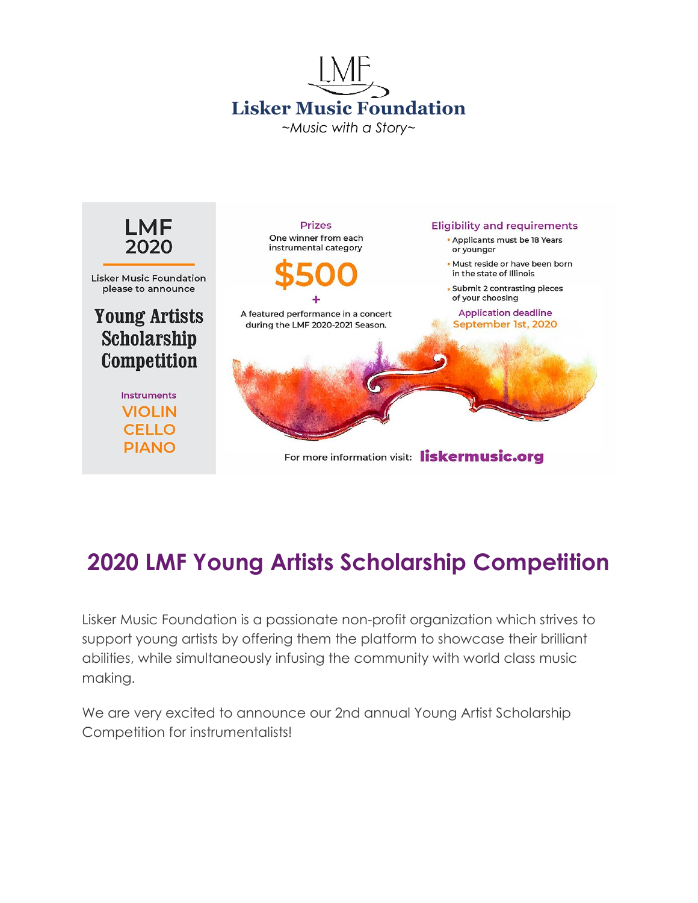# Lisker Music Foundation

*~Music with a Story~*

**LMF 2020**

Lisker Music Foundation please to announce

## Young Artists Scholarship Competition

**Instruments**

VIOLIN
CELLO
PIANO

**Prizes**

One winner from each instrumental category

**$500**

+

A featured performance in a concert during the LMF 2020-2021 Season.

**Eligibility and requirements**

- Applicants must be 18 Years or younger
- Must reside or have been born in the state of Illinois
- Submit 2 contrasting pieces of your choosing

**Application deadline**
September 1st, 2020

For more information visit: **liskermusic.org**

# 2020 LMF Young Artists Scholarship Competition

Lisker Music Foundation is a passionate non-profit organization which strives to support young artists by offering them the platform to showcase their brilliant abilities, while simultaneously infusing the community with world class music making.

We are very excited to announce our 2nd annual Young Artist Scholarship Competition for instrumentalists!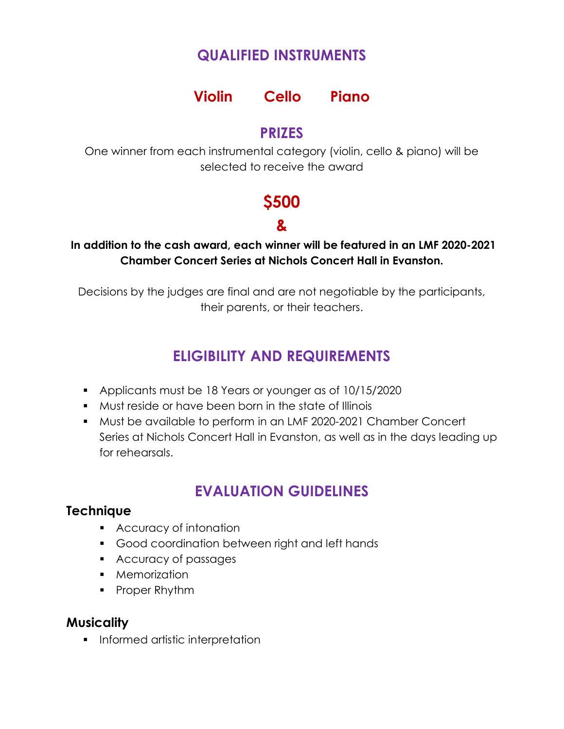## QUALIFIED INSTRUMENTS

**Violin Cello Piano**

## PRIZES

One winner from each instrumental category (violin, cello & piano) will be selected to receive the award

**$500**

**&**

**In addition to the cash award, each winner will be featured in an LMF 2020-2021 Chamber Concert Series at Nichols Concert Hall in Evanston.**

Decisions by the judges are final and are not negotiable by the participants, their parents, or their teachers.

## ELIGIBILITY AND REQUIREMENTS

- Applicants must be 18 Years or younger as of 10/15/2020
- Must reside or have been born in the state of Illinois
- Must be available to perform in an LMF 2020-2021 Chamber Concert Series at Nichols Concert Hall in Evanston, as well as in the days leading up for rehearsals.

## EVALUATION GUIDELINES

### Technique

- Accuracy of intonation
- Good coordination between right and left hands
- Accuracy of passages
- Memorization
- Proper Rhythm

### Musicality

- Informed artistic interpretation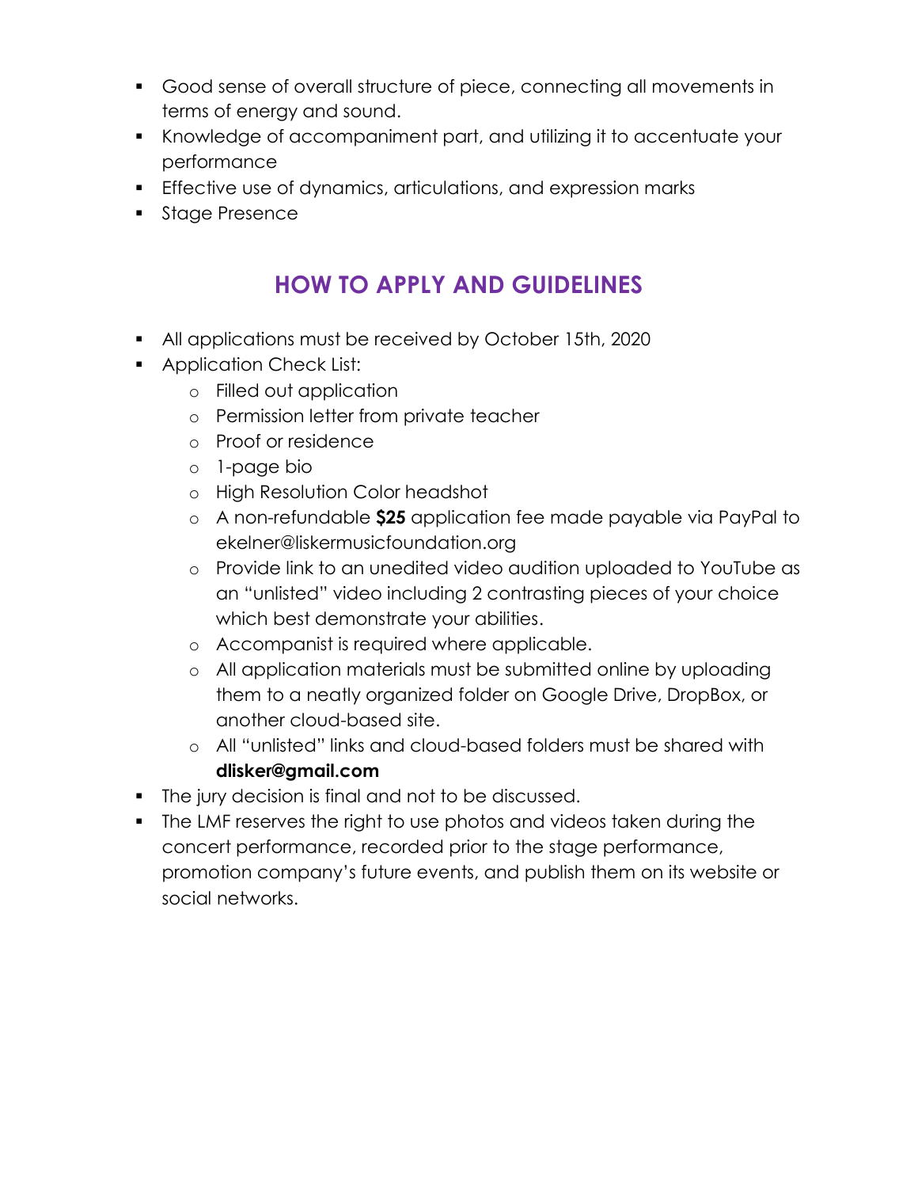- Good sense of overall structure of piece, connecting all movements in terms of energy and sound.
- Knowledge of accompaniment part, and utilizing it to accentuate your performance
- Effective use of dynamics, articulations, and expression marks
- Stage Presence

## HOW TO APPLY AND GUIDELINES

- All applications must be received by October 15th, 2020
- Application Check List:
    - Filled out application
    - Permission letter from private teacher
    - Proof or residence
    - 1-page bio
    - High Resolution Color headshot
    - A non-refundable **$25** application fee made payable via PayPal to ekelner@liskermusicfoundation.org
    - Provide link to an unedited video audition uploaded to YouTube as an "unlisted" video including 2 contrasting pieces of your choice which best demonstrate your abilities.
    - Accompanist is required where applicable.
    - All application materials must be submitted online by uploading them to a neatly organized folder on Google Drive, DropBox, or another cloud-based site.
    - All "unlisted" links and cloud-based folders must be shared with **dlisker@gmail.com**
- The jury decision is final and not to be discussed.
- The LMF reserves the right to use photos and videos taken during the concert performance, recorded prior to the stage performance, promotion company's future events, and publish them on its website or social networks.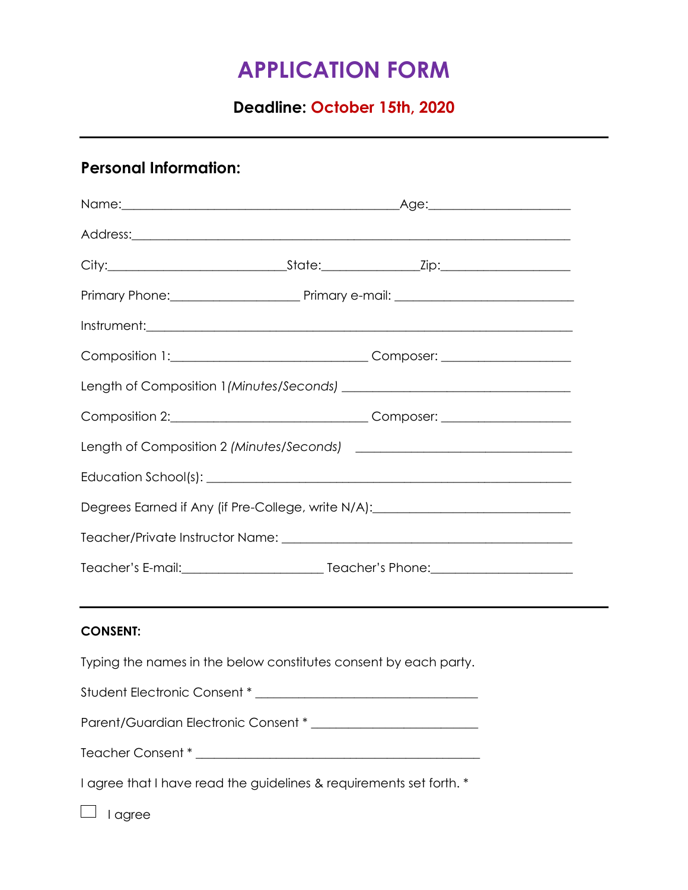# APPLICATION FORM

**Deadline: October 15th, 2020**

---

## Personal Information:

Name:\_\_\_\_\_\_\_\_\_\_\_\_\_\_\_\_\_\_\_\_\_\_\_\_\_\_\_\_\_\_\_\_\_\_\_\_\_\_\_\_Age:\_\_\_\_\_\_\_\_\_\_\_\_\_\_\_\_\_\_\_\_

Address:\_\_\_\_\_\_\_\_\_\_\_\_\_\_\_\_\_\_\_\_\_\_\_\_\_\_\_\_\_\_\_\_\_\_\_\_\_\_\_\_\_\_\_\_\_\_\_\_\_\_\_\_\_\_\_\_\_\_\_\_\_

City:\_\_\_\_\_\_\_\_\_\_\_\_\_\_\_\_\_\_\_\_\_\_\_\_\_\_State:\_\_\_\_\_\_\_\_\_\_\_\_\_\_Zip:\_\_\_\_\_\_\_\_\_\_\_\_\_\_\_\_\_\_\_

Primary Phone:\_\_\_\_\_\_\_\_\_\_\_\_\_\_\_\_\_\_\_ Primary e-mail: \_\_\_\_\_\_\_\_\_\_\_\_\_\_\_\_\_\_\_\_\_\_\_\_\_\_

Instrument:\_\_\_\_\_\_\_\_\_\_\_\_\_\_\_\_\_\_\_\_\_\_\_\_\_\_\_\_\_\_\_\_\_\_\_\_\_\_\_\_\_\_\_\_\_\_\_\_\_\_\_\_\_\_\_\_\_\_\_\_\_

Composition 1:\_\_\_\_\_\_\_\_\_\_\_\_\_\_\_\_\_\_\_\_\_\_\_\_\_\_\_\_\_ Composer: \_\_\_\_\_\_\_\_\_\_\_\_\_\_\_\_\_\_\_

Length of Composition 1 *(Minutes/Seconds)* \_\_\_\_\_\_\_\_\_\_\_\_\_\_\_\_\_\_\_\_\_\_\_\_\_\_\_\_\_\_\_\_\_

Composition 2:\_\_\_\_\_\_\_\_\_\_\_\_\_\_\_\_\_\_\_\_\_\_\_\_\_\_\_\_\_ Composer: \_\_\_\_\_\_\_\_\_\_\_\_\_\_\_\_\_\_\_

Length of Composition 2 *(Minutes/Seconds)* \_\_\_\_\_\_\_\_\_\_\_\_\_\_\_\_\_\_\_\_\_\_\_\_\_\_\_\_\_\_\_\_

Education School(s): \_\_\_\_\_\_\_\_\_\_\_\_\_\_\_\_\_\_\_\_\_\_\_\_\_\_\_\_\_\_\_\_\_\_\_\_\_\_\_\_\_\_\_\_\_\_\_\_\_\_\_\_\_

Degrees Earned if Any (if Pre-College, write N/A):\_\_\_\_\_\_\_\_\_\_\_\_\_\_\_\_\_\_\_\_\_\_\_\_\_\_\_\_\_

Teacher/Private Instructor Name: \_\_\_\_\_\_\_\_\_\_\_\_\_\_\_\_\_\_\_\_\_\_\_\_\_\_\_\_\_\_\_\_\_\_\_\_\_\_\_\_\_\_

Teacher's E-mail:\_\_\_\_\_\_\_\_\_\_\_\_\_\_\_\_\_\_\_\_\_ Teacher's Phone:\_\_\_\_\_\_\_\_\_\_\_\_\_\_\_\_\_\_\_\_\_

---

**CONSENT:**

Typing the names in the below constitutes consent by each party.

Student Electronic Consent * \_\_\_\_\_\_\_\_\_\_\_\_\_\_\_\_\_\_\_\_\_\_\_\_\_\_\_\_\_\_\_\_\_

Parent/Guardian Electronic Consent * \_\_\_\_\_\_\_\_\_\_\_\_\_\_\_\_\_\_\_\_\_\_\_\_\_

Teacher Consent * \_\_\_\_\_\_\_\_\_\_\_\_\_\_\_\_\_\_\_\_\_\_\_\_\_\_\_\_\_\_\_\_\_\_\_\_\_\_\_\_\_\_\_

I agree that I have read the guidelines & requirements set forth. *

☐ I agree